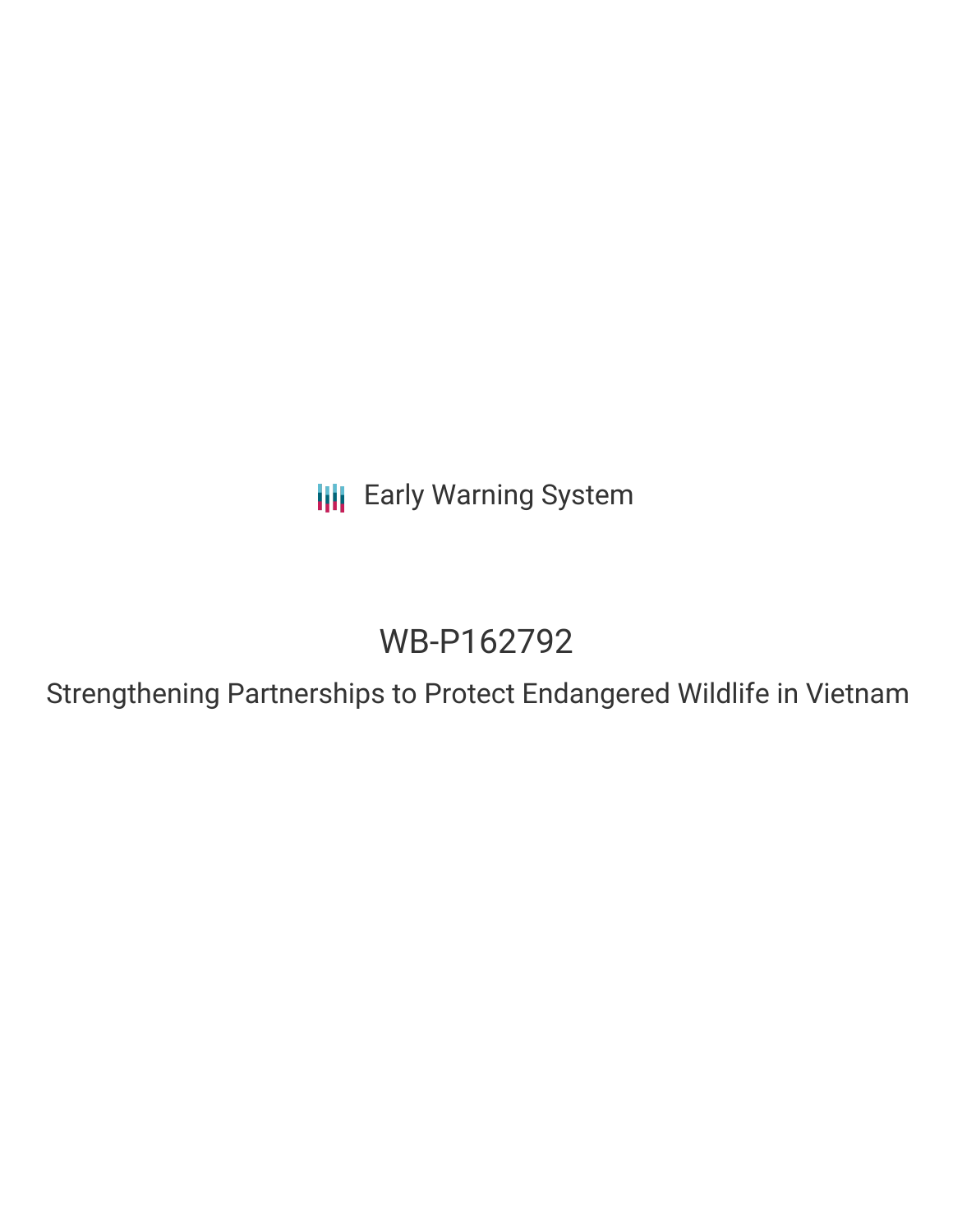Early Warning System

# WB-P162792

## Strengthening Partnerships to Protect Endangered Wildlife in Vietnam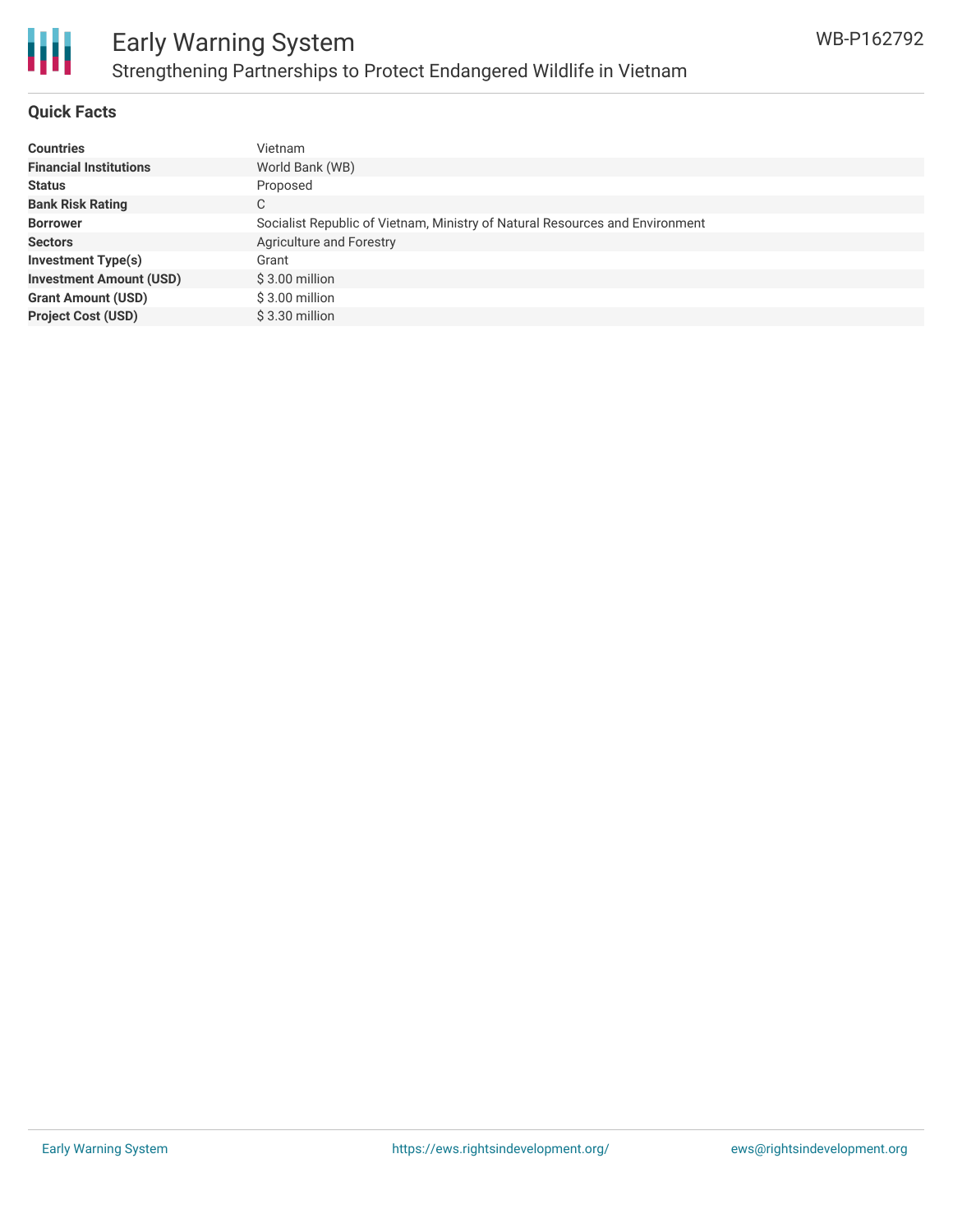## Quick Facts

| | |
|---|---|
| **Countries** | Vietnam |
| **Financial Institutions** | World Bank (WB) |
| **Status** | Proposed |
| **Bank Risk Rating** | C |
| **Borrower** | Socialist Republic of Vietnam, Ministry of Natural Resources and Environment |
| **Sectors** | Agriculture and Forestry |
| **Investment Type(s)** | Grant |
| **Investment Amount (USD)** | $ 3.00 million |
| **Grant Amount (USD)** | $ 3.00 million |
| **Project Cost (USD)** | $ 3.30 million |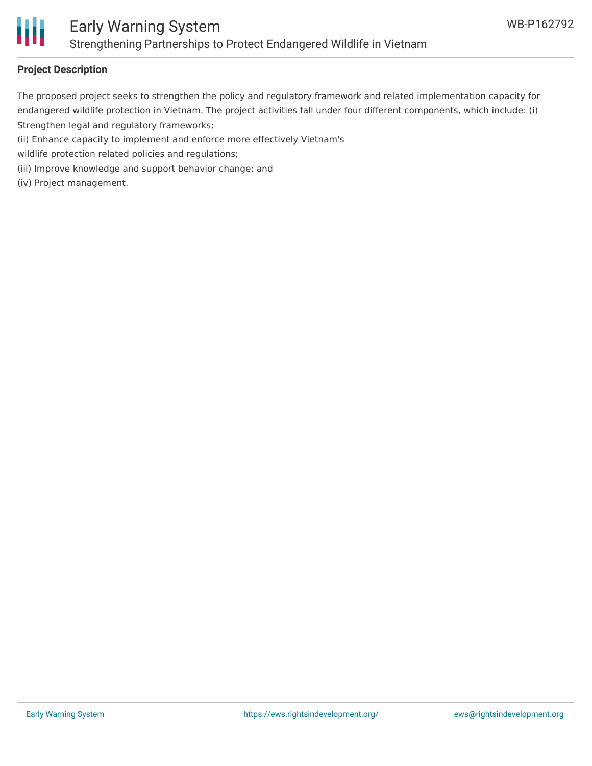**Project Description**

The proposed project seeks to strengthen the policy and regulatory framework and related implementation capacity for endangered wildlife protection in Vietnam. The project activities fall under four different components, which include: (i) Strengthen legal and regulatory frameworks;

(ii) Enhance capacity to implement and enforce more effectively Vietnam's wildlife protection related policies and regulations;

(iii) Improve knowledge and support behavior change; and

(iv) Project management.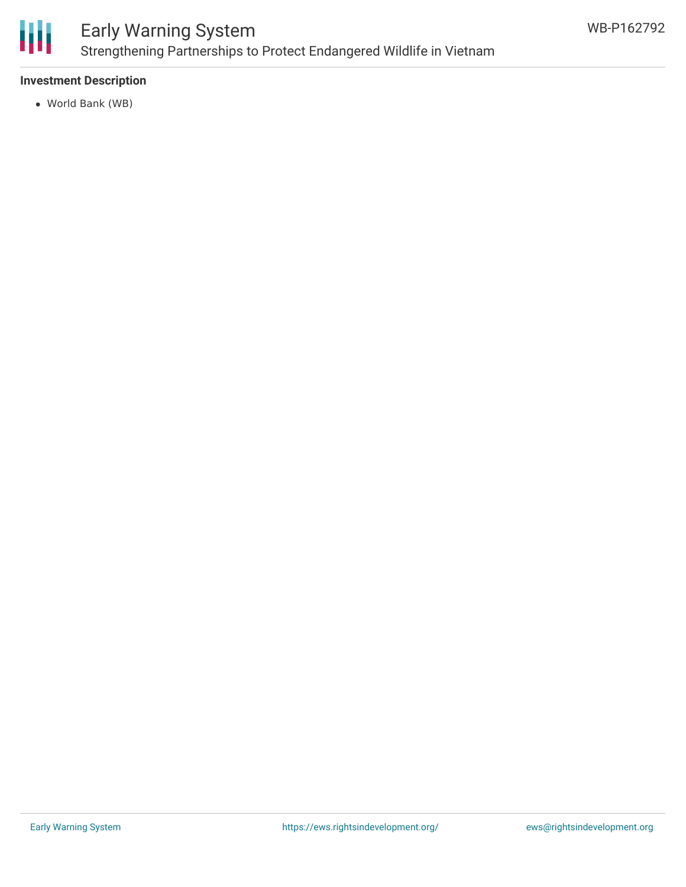## Investment Description

- World Bank (WB)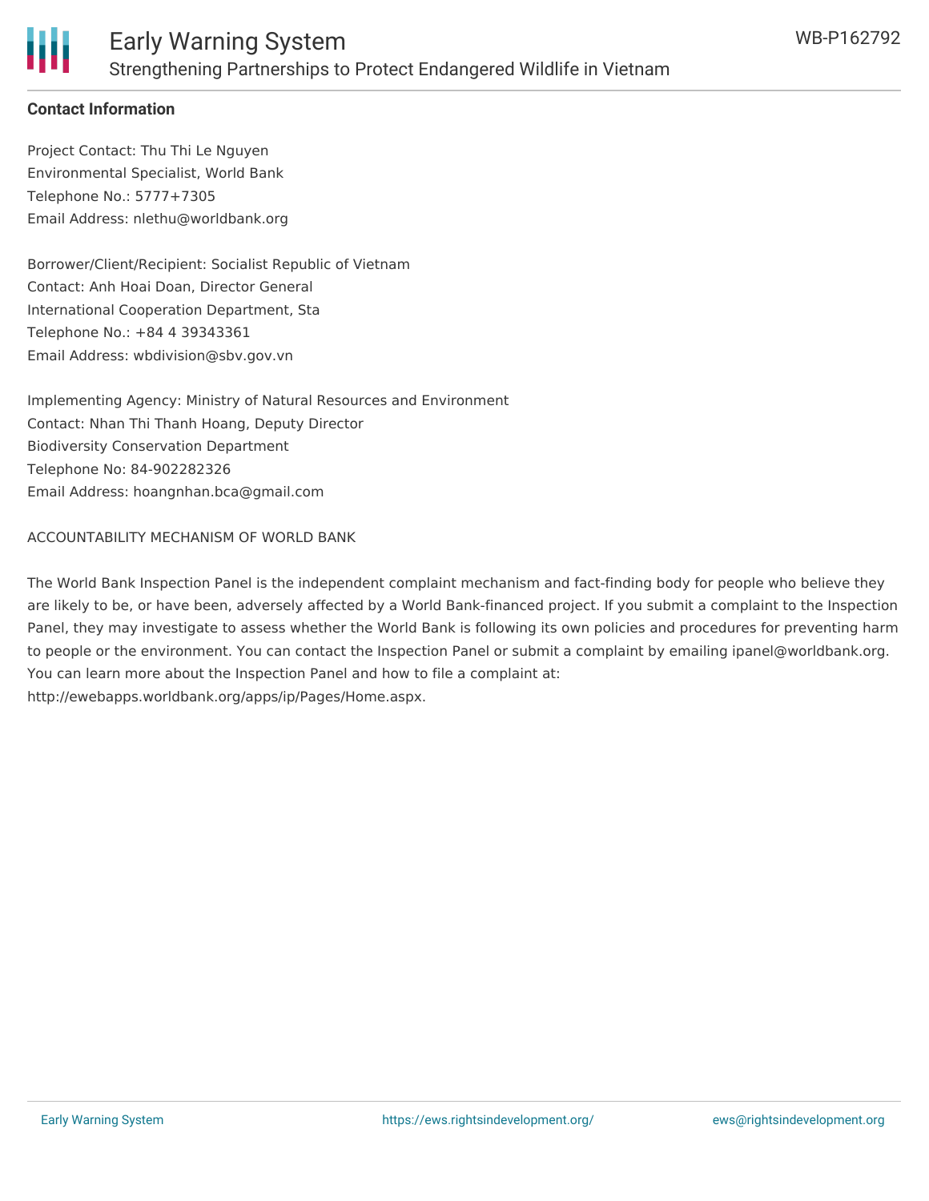**Contact Information**

Project Contact: Thu Thi Le Nguyen
Environmental Specialist, World Bank
Telephone No.: 5777+7305
Email Address: nlethu@worldbank.org

Borrower/Client/Recipient: Socialist Republic of Vietnam
Contact: Anh Hoai Doan, Director General
International Cooperation Department, Sta
Telephone No.: +84 4 39343361
Email Address: wbdivision@sbv.gov.vn

Implementing Agency: Ministry of Natural Resources and Environment
Contact: Nhan Thi Thanh Hoang, Deputy Director
Biodiversity Conservation Department
Telephone No: 84-902282326
Email Address: hoangnhan.bca@gmail.com

ACCOUNTABILITY MECHANISM OF WORLD BANK

The World Bank Inspection Panel is the independent complaint mechanism and fact-finding body for people who believe they are likely to be, or have been, adversely affected by a World Bank-financed project. If you submit a complaint to the Inspection Panel, they may investigate to assess whether the World Bank is following its own policies and procedures for preventing harm to people or the environment. You can contact the Inspection Panel or submit a complaint by emailing ipanel@worldbank.org. You can learn more about the Inspection Panel and how to file a complaint at: http://ewebapps.worldbank.org/apps/ip/Pages/Home.aspx.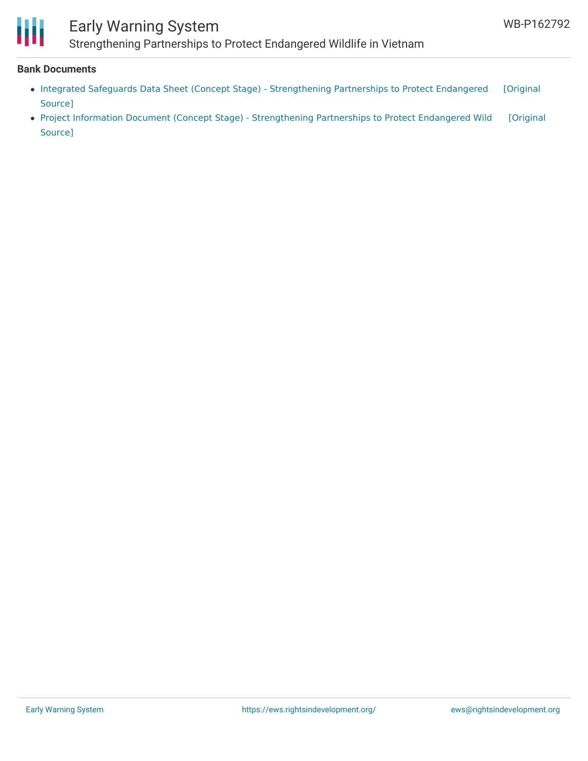**Bank Documents**

- Integrated Safeguards Data Sheet (Concept Stage) - Strengthening Partnerships to Protect Endangered [Original Source]
- Project Information Document (Concept Stage) - Strengthening Partnerships to Protect Endangered Wild [Original Source]